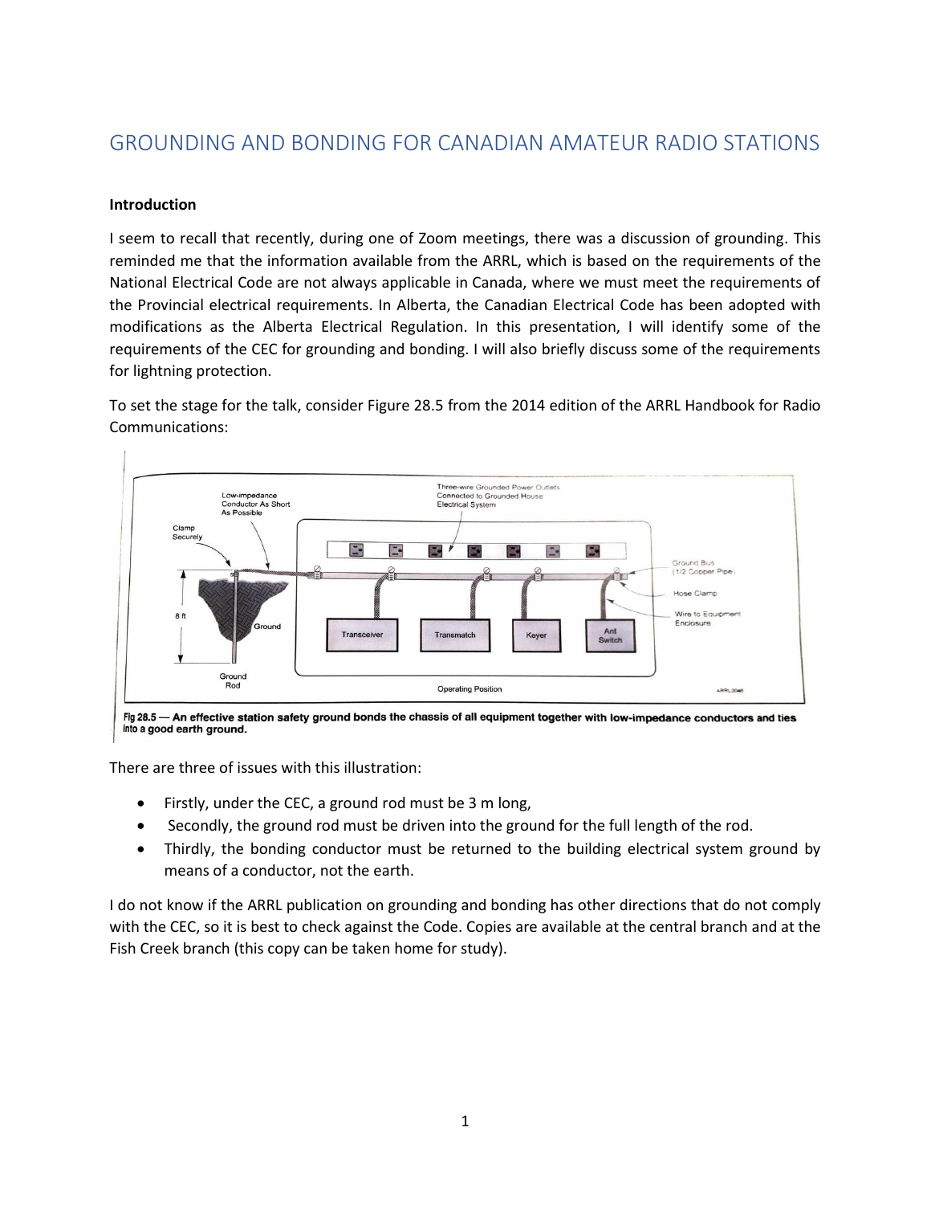# GROUNDING AND BONDING FOR CANADIAN AMATEUR RADIO STATIONS

**Introduction**

I seem to recall that recently, during one of Zoom meetings, there was a discussion of grounding. This reminded me that the information available from the ARRL, which is based on the requirements of the National Electrical Code are not always applicable in Canada, where we must meet the requirements of the Provincial electrical requirements. In Alberta, the Canadian Electrical Code has been adopted with modifications as the Alberta Electrical Regulation. In this presentation, I will identify some of the requirements of the CEC for grounding and bonding. I will also briefly discuss some of the requirements for lightning protection.

To set the stage for the talk, consider Figure 28.5 from the 2014 edition of the ARRL Handbook for Radio Communications:

**Fig 28.5 — An effective station safety ground bonds the chassis of all equipment together with low-impedance conductors and ties into a good earth ground.**

There are three of issues with this illustration:

- Firstly, under the CEC, a ground rod must be 3 m long,
- Secondly, the ground rod must be driven into the ground for the full length of the rod.
- Thirdly, the bonding conductor must be returned to the building electrical system ground by means of a conductor, not the earth.

I do not know if the ARRL publication on grounding and bonding has other directions that do not comply with the CEC, so it is best to check against the Code. Copies are available at the central branch and at the Fish Creek branch (this copy can be taken home for study).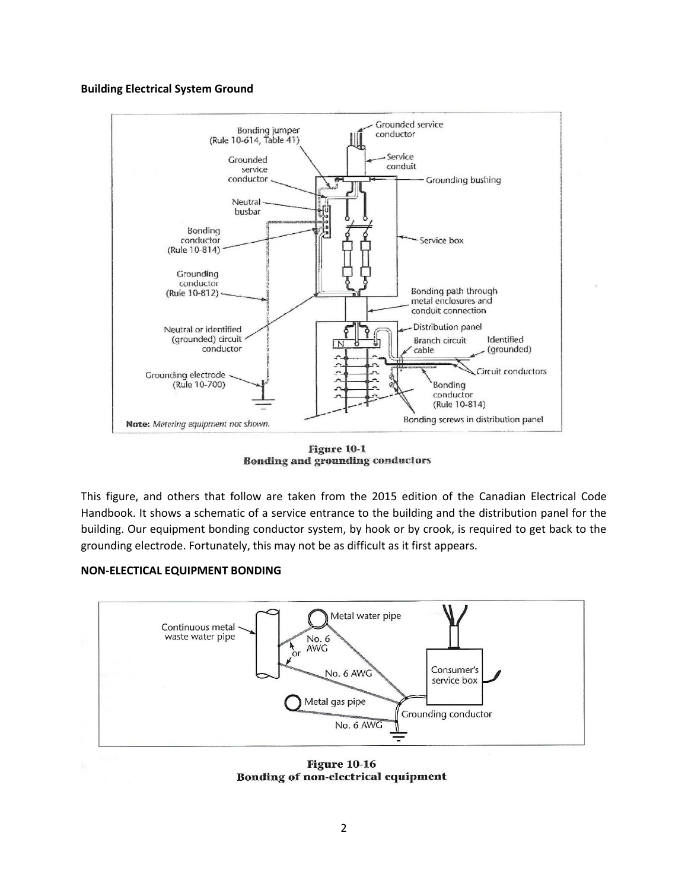**Building Electrical System Ground**

Figure 10-1
Bonding and grounding conductors

This figure, and others that follow are taken from the 2015 edition of the Canadian Electrical Code Handbook. It shows a schematic of a service entrance to the building and the distribution panel for the building. Our equipment bonding conductor system, by hook or by crook, is required to get back to the grounding electrode. Fortunately, this may not be as difficult as it first appears.

**NON-ELECTICAL EQUIPMENT BONDING**

Figure 10-16
Bonding of non-electrical equipment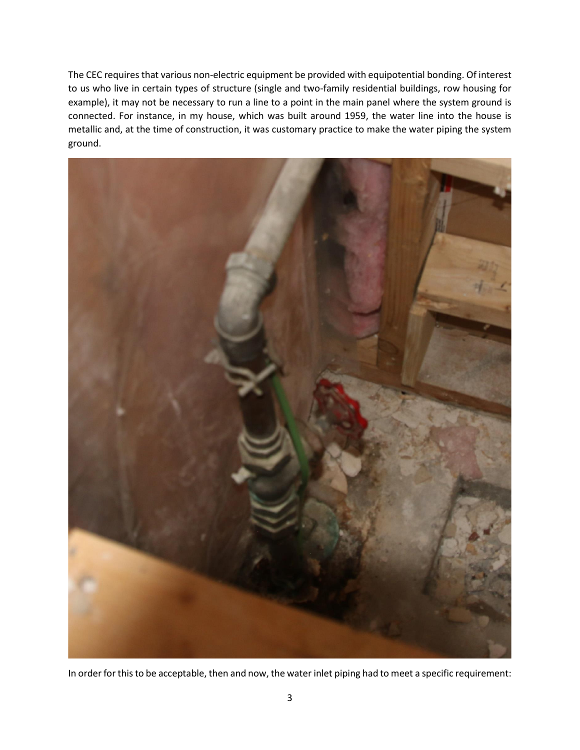The CEC requires that various non-electric equipment be provided with equipotential bonding. Of interest to us who live in certain types of structure (single and two-family residential buildings, row housing for example), it may not be necessary to run a line to a point in the main panel where the system ground is connected. For instance, in my house, which was built around 1959, the water line into the house is metallic and, at the time of construction, it was customary practice to make the water piping the system ground.

In order for this to be acceptable, then and now, the water inlet piping had to meet a specific requirement: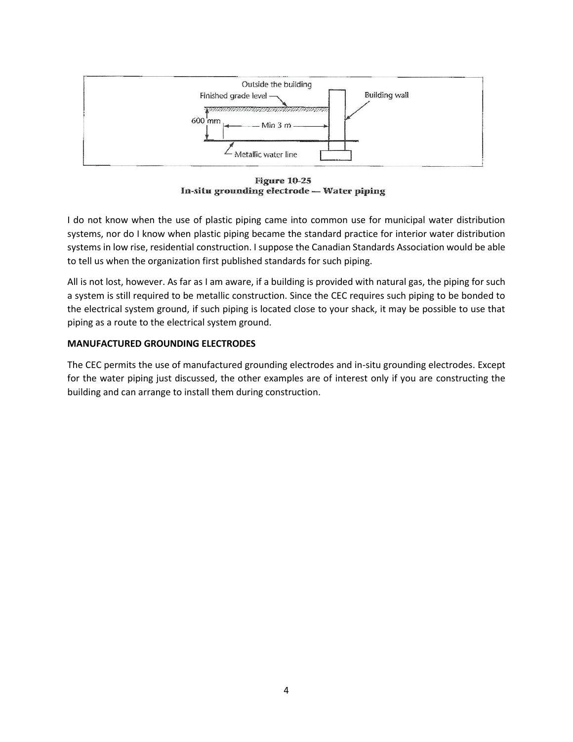**Figure 10-25**
**In-situ grounding electrode — Water piping**

I do not know when the use of plastic piping came into common use for municipal water distribution systems, nor do I know when plastic piping became the standard practice for interior water distribution systems in low rise, residential construction. I suppose the Canadian Standards Association would be able to tell us when the organization first published standards for such piping.

All is not lost, however. As far as I am aware, if a building is provided with natural gas, the piping for such a system is still required to be metallic construction. Since the CEC requires such piping to be bonded to the electrical system ground, if such piping is located close to your shack, it may be possible to use that piping as a route to the electrical system ground.

**MANUFACTURED GROUNDING ELECTRODES**

The CEC permits the use of manufactured grounding electrodes and in-situ grounding electrodes. Except for the water piping just discussed, the other examples are of interest only if you are constructing the building and can arrange to install them during construction.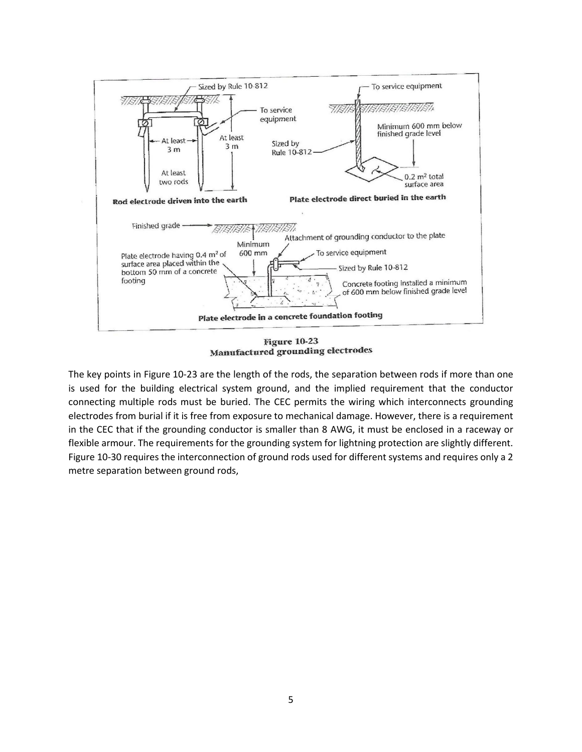Figure 10-23
Manufactured grounding electrodes

The key points in Figure 10-23 are the length of the rods, the separation between rods if more than one is used for the building electrical system ground, and the implied requirement that the conductor connecting multiple rods must be buried. The CEC permits the wiring which interconnects grounding electrodes from burial if it is free from exposure to mechanical damage. However, there is a requirement in the CEC that if the grounding conductor is smaller than 8 AWG, it must be enclosed in a raceway or flexible armour. The requirements for the grounding system for lightning protection are slightly different. Figure 10-30 requires the interconnection of ground rods used for different systems and requires only a 2 metre separation between ground rods,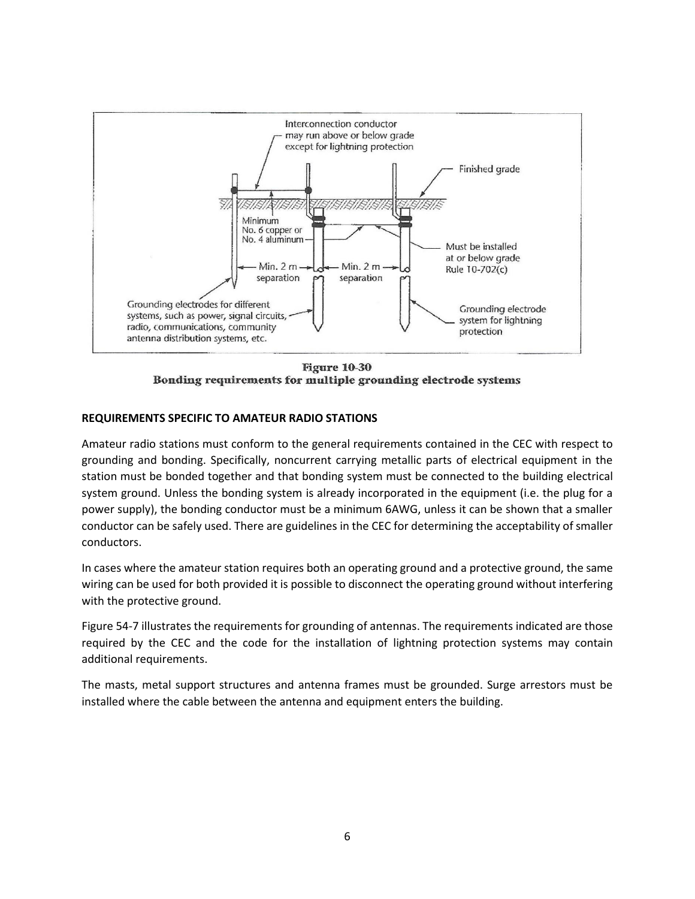Interconnection conductor may run above or below grade except for lightning protection

Finished grade

Minimum No. 6 copper or No. 4 aluminum

Must be installed at or below grade Rule 10-702(c)

Min. 2 m separation

Min. 2 m separation

Grounding electrodes for different systems, such as power, signal circuits, radio, communications, community antenna distribution systems, etc.

Grounding electrode system for lightning protection

**Figure 10-30**
**Bonding requirements for multiple grounding electrode systems**

**REQUIREMENTS SPECIFIC TO AMATEUR RADIO STATIONS**

Amateur radio stations must conform to the general requirements contained in the CEC with respect to grounding and bonding. Specifically, noncurrent carrying metallic parts of electrical equipment in the station must be bonded together and that bonding system must be connected to the building electrical system ground. Unless the bonding system is already incorporated in the equipment (i.e. the plug for a power supply), the bonding conductor must be a minimum 6AWG, unless it can be shown that a smaller conductor can be safely used. There are guidelines in the CEC for determining the acceptability of smaller conductors.

In cases where the amateur station requires both an operating ground and a protective ground, the same wiring can be used for both provided it is possible to disconnect the operating ground without interfering with the protective ground.

Figure 54-7 illustrates the requirements for grounding of antennas. The requirements indicated are those required by the CEC and the code for the installation of lightning protection systems may contain additional requirements.

The masts, metal support structures and antenna frames must be grounded. Surge arrestors must be installed where the cable between the antenna and equipment enters the building.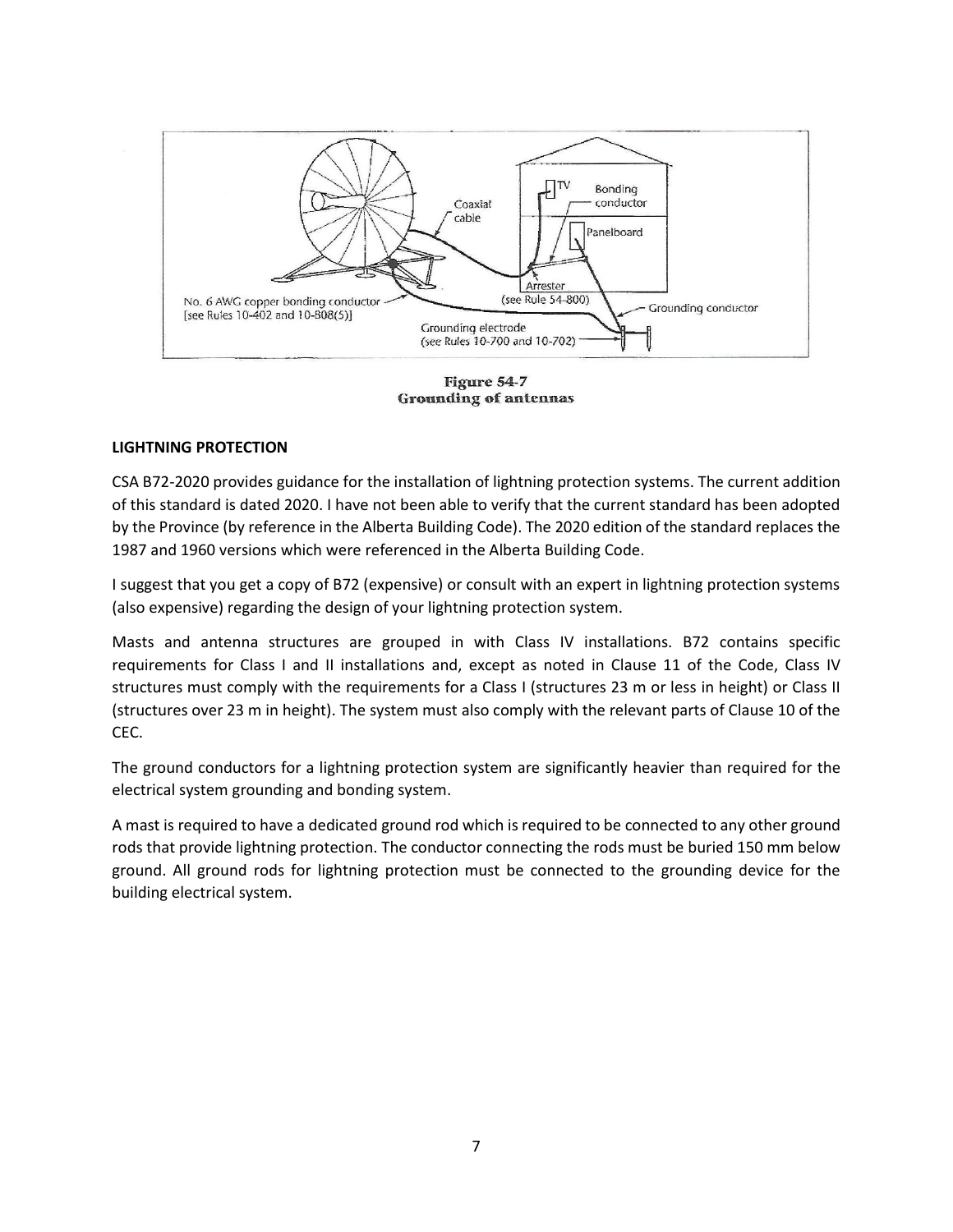Coaxial cable

TV

Bonding conductor

Panelboard

Arrester (see Rule 54-800)

No. 6 AWG copper bonding conductor [see Rules 10-402 and 10-808(5)]

Grounding conductor

Grounding electrode (see Rules 10-700 and 10-702)

**Figure 54-7**
**Grounding of antennas**

**LIGHTNING PROTECTION**

CSA B72-2020 provides guidance for the installation of lightning protection systems. The current addition of this standard is dated 2020. I have not been able to verify that the current standard has been adopted by the Province (by reference in the Alberta Building Code). The 2020 edition of the standard replaces the 1987 and 1960 versions which were referenced in the Alberta Building Code.

I suggest that you get a copy of B72 (expensive) or consult with an expert in lightning protection systems (also expensive) regarding the design of your lightning protection system.

Masts and antenna structures are grouped in with Class IV installations. B72 contains specific requirements for Class I and II installations and, except as noted in Clause 11 of the Code, Class IV structures must comply with the requirements for a Class I (structures 23 m or less in height) or Class II (structures over 23 m in height). The system must also comply with the relevant parts of Clause 10 of the CEC.

The ground conductors for a lightning protection system are significantly heavier than required for the electrical system grounding and bonding system.

A mast is required to have a dedicated ground rod which is required to be connected to any other ground rods that provide lightning protection. The conductor connecting the rods must be buried 150 mm below ground. All ground rods for lightning protection must be connected to the grounding device for the building electrical system.